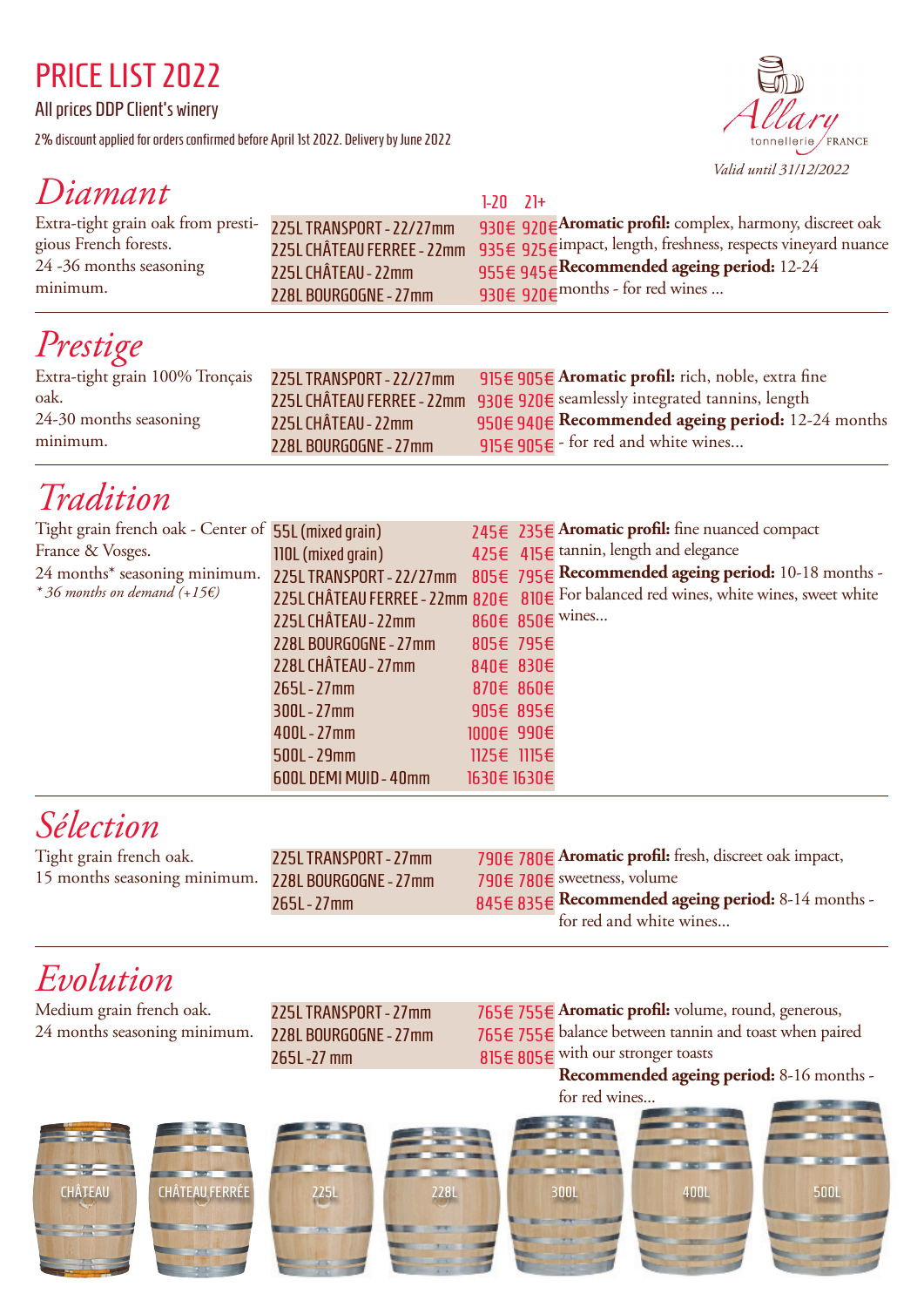# PRICE LIST 2022

All prices DDP Client's winery

2% discount applied for orders confirmed before April 1st 2022. Delivery by June 2022

Allary tonnellerie FRANCE

*Valid until 31/12/2022*

## *Diamant*

Extra-tight grain oak from prestigious French forests.
24 -36 months seasoning minimum.

| | 1-20 | 21+ |
|---|---|---|
| 225L TRANSPORT - 22/27mm | 930€ | 920€ |
| 225L CHÂTEAU FERREE - 22mm | 935€ | 925€ |
| 225L CHÂTEAU - 22mm | 955€ | 945€ |
| 228L BOURGOGNE - 27mm | 930€ | 920€ |

**Aromatic profil:** complex, harmony, discreet oak impact, length, freshness, respects vineyard nuance
**Recommended ageing period:** 12-24 months - for red wines ...

## *Prestige*

Extra-tight grain 100% Tronçais oak.
24-30 months seasoning minimum.

| | 1-20 | 21+ |
|---|---|---|
| 225L TRANSPORT - 22/27mm | 915€ | 905€ |
| 225L CHÂTEAU FERREE - 22mm | 930€ | 920€ |
| 225L CHÂTEAU - 22mm | 950€ | 940€ |
| 228L BOURGOGNE - 27mm | 915€ | 905€ |

**Aromatic profil:** rich, noble, extra fine seamlessly integrated tannins, length
**Recommended ageing period:** 12-24 months - for red and white wines...

## *Tradition*

Tight grain french oak - Center of France & Vosges.
24 months* seasoning minimum.
*\* 36 months on demand (+15€)*

| | 1-20 | 21+ |
|---|---|---|
| 55L (mixed grain) | 245€ | 235€ |
| 110L (mixed grain) | 425€ | 415€ |
| 225L TRANSPORT - 22/27mm | 805€ | 795€ |
| 225L CHÂTEAU FERREE - 22mm | 820€ | 810€ |
| 225L CHÂTEAU - 22mm | 860€ | 850€ |
| 228L BOURGOGNE - 27mm | 805€ | 795€ |
| 228L CHÂTEAU - 27mm | 840€ | 830€ |
| 265L - 27mm | 870€ | 860€ |
| 300L - 27mm | 905€ | 895€ |
| 400L - 27mm | 1000€ | 990€ |
| 500L - 29mm | 1125€ | 1115€ |
| 600L DEMI MUID - 40mm | 1630€ | 1630€ |

**Aromatic profil:** fine nuanced compact tannin, length and elegance
**Recommended ageing period:** 10-18 months - For balanced red wines, white wines, sweet white wines...

## *Sélection*

Tight grain french oak.
15 months seasoning minimum.

| | 1-20 | 21+ |
|---|---|---|
| 225L TRANSPORT - 27mm | 790€ | 780€ |
| 228L BOURGOGNE - 27mm | 790€ | 780€ |
| 265L - 27mm | 845€ | 835€ |

**Aromatic profil:** fresh, discreet oak impact, sweetness, volume
**Recommended ageing period:** 8-14 months - for red and white wines...

## *Evolution*

Medium grain french oak.
24 months seasoning minimum.

| | 1-20 | 21+ |
|---|---|---|
| 225L TRANSPORT - 27mm | 765€ | 755€ |
| 228L BOURGOGNE - 27mm | 765€ | 755€ |
| 265L -27 mm | 815€ | 805€ |

**Aromatic profil:** volume, round, generous, balance between tannin and toast when paired with our stronger toasts
**Recommended ageing period:** 8-16 months - for red wines...

CHÂTEAU | CHÂTEAU FERRÉE | 225L | 228L | 300L | 400L | 500L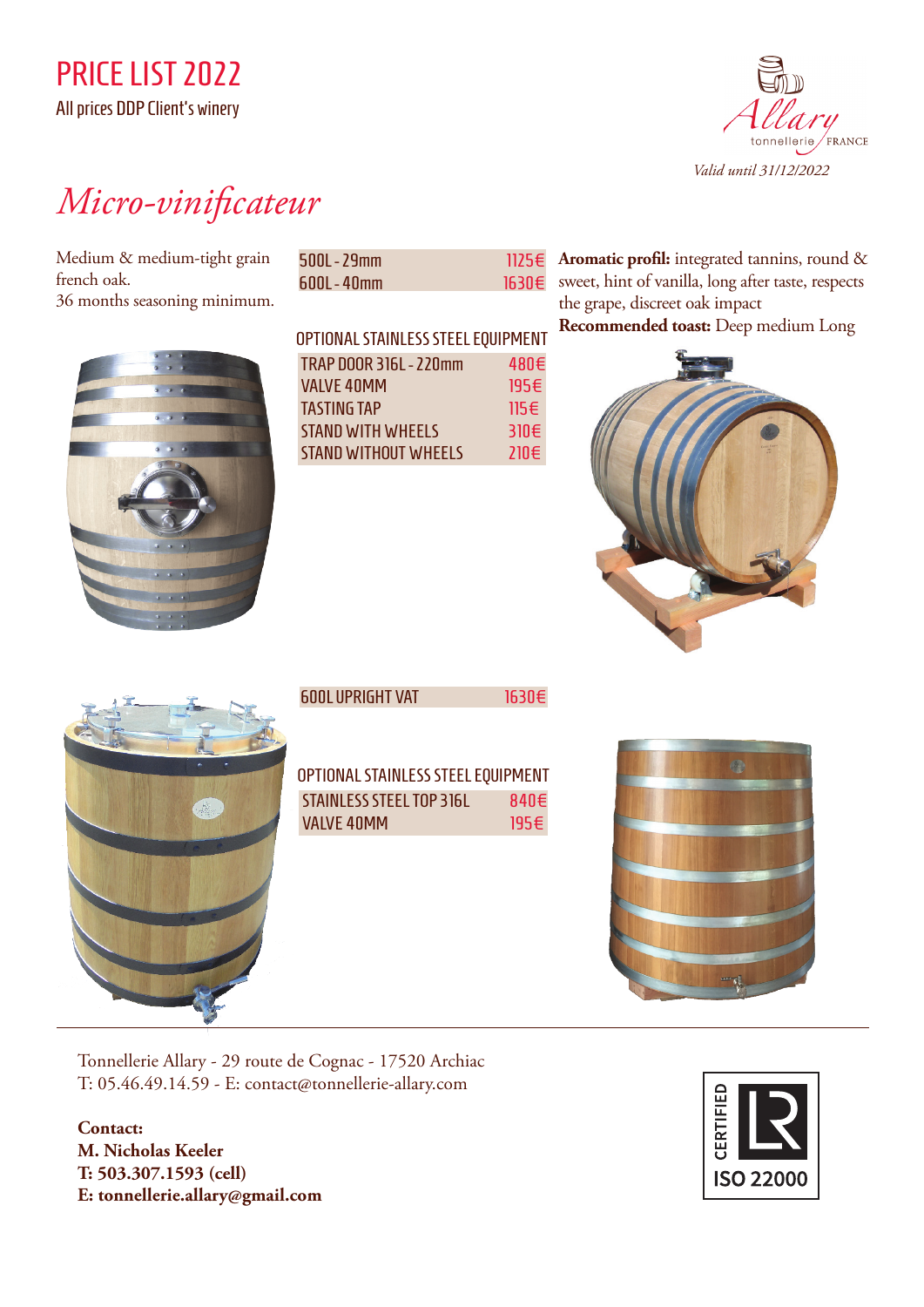# PRICE LIST 2022

All prices DDP Client's winery

Allary tonnellerie FRANCE

*Valid until 31/12/2022*

## *Micro-vinificateur*

Medium & medium-tight grain french oak.
36 months seasoning minimum.

| | |
|---|---|
| 500L - 29mm | 1125€ |
| 600L - 40mm | 1630€ |

OPTIONAL STAINLESS STEEL EQUIPMENT

| | |
|---|---|
| TRAP DOOR 316L - 220mm | 480€ |
| VALVE 40MM | 195€ |
| TASTING TAP | 115€ |
| STAND WITH WHEELS | 310€ |
| STAND WITHOUT WHEELS | 210€ |

**Aromatic profil:** integrated tannins, round & sweet, hint of vanilla, long after taste, respects the grape, discreet oak impact
**Recommended toast:** Deep medium Long

| | |
|---|---|
| 600L UPRIGHT VAT | 1630€ |

OPTIONAL STAINLESS STEEL EQUIPMENT

| | |
|---|---|
| STAINLESS STEEL TOP 316L | 840€ |
| VALVE 40MM | 195€ |

Tonnellerie Allary - 29 route de Cognac - 17520 Archiac
T: 05.46.49.14.59 - E: contact@tonnellerie-allary.com

**Contact:**
**M. Nicholas Keeler**
**T: 503.307.1593 (cell)**
**E: tonnellerie.allary@gmail.com**

CERTIFIED ISO 22000